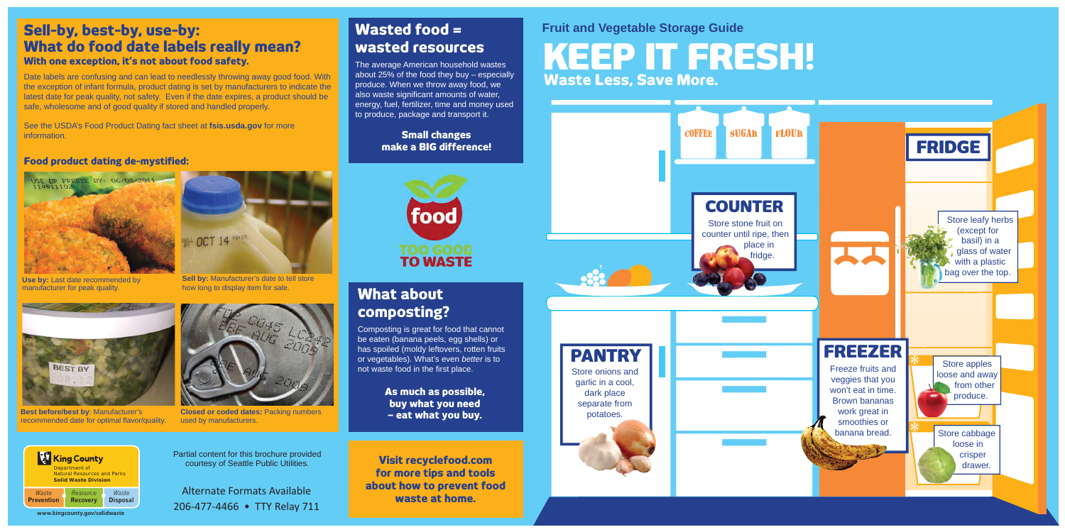## Sell-by, best-by, use-by: What do food date labels really mean?

### With one exception, it's not about food safety.

Date labels are confusing and can lead to needlessly throwing away good food. With the exception of infant formula, product dating is set by manufacturers to indicate the latest date for peak quality, not safety. Even if the date expires, a product should be safe, wholesome and of good quality if stored and handled properly.

See the USDA's Food Product Dating fact sheet at **fsis.usda.gov** for more information.

### Food product dating de-mystified:

**Use by:** Last date recommended by manufacturer for peak quality.

**Sell by:** Manufacturer's date to tell store how long to display item for sale.

**Best before/best by**: Manufacturer's recommended date for optimal flavor/quality.

**Closed or coded dates:** Packing numbers used by manufacturers.

King County
Department of Natural Resources and Parks
**Solid Waste Division**
Waste Prevention | Resource Recovery | Waste Disposal

www.kingcounty.gov/solidwaste

Partial content for this brochure provided courtesy of Seattle Public Utilities.

Alternate Formats Available
206-477-4466 • TTY Relay 711

## Wasted food = wasted resources

The average American household wastes about 25% of the food they buy – especially produce. When we throw away food, we also waste significant amounts of water, energy, fuel, fertilizer, time and money used to produce, package and transport it.

**Small changes make a BIG difference!**

food TOO GOOD TO WASTE

## What about composting?

Composting is great for food that cannot be eaten (banana peels, egg shells) or has spoiled (moldy leftovers, rotten fruits or vegetables). What's even *better* is to not waste food in the first place.

**As much as possible, buy what you need – eat what you buy.**

**Visit recyclefood.com for more tips and tools about how to prevent food waste at home.**

### Fruit and Vegetable Storage Guide

# KEEP IT FRESH!

## Waste Less, Save More.

### COUNTER

Store stone fruit on counter until ripe, then place in fridge.

### PANTRY

Store onions and garlic in a cool, dark place separate from potatoes.

### FREEZER

Freeze fruits and veggies that you won't eat in time. Brown bananas work great in smoothies or banana bread.

### FRIDGE

Store leafy herbs (except for basil) in a glass of water with a plastic bag over the top.

Store apples loose and away from other produce.

Store cabbage loose in crisper drawer.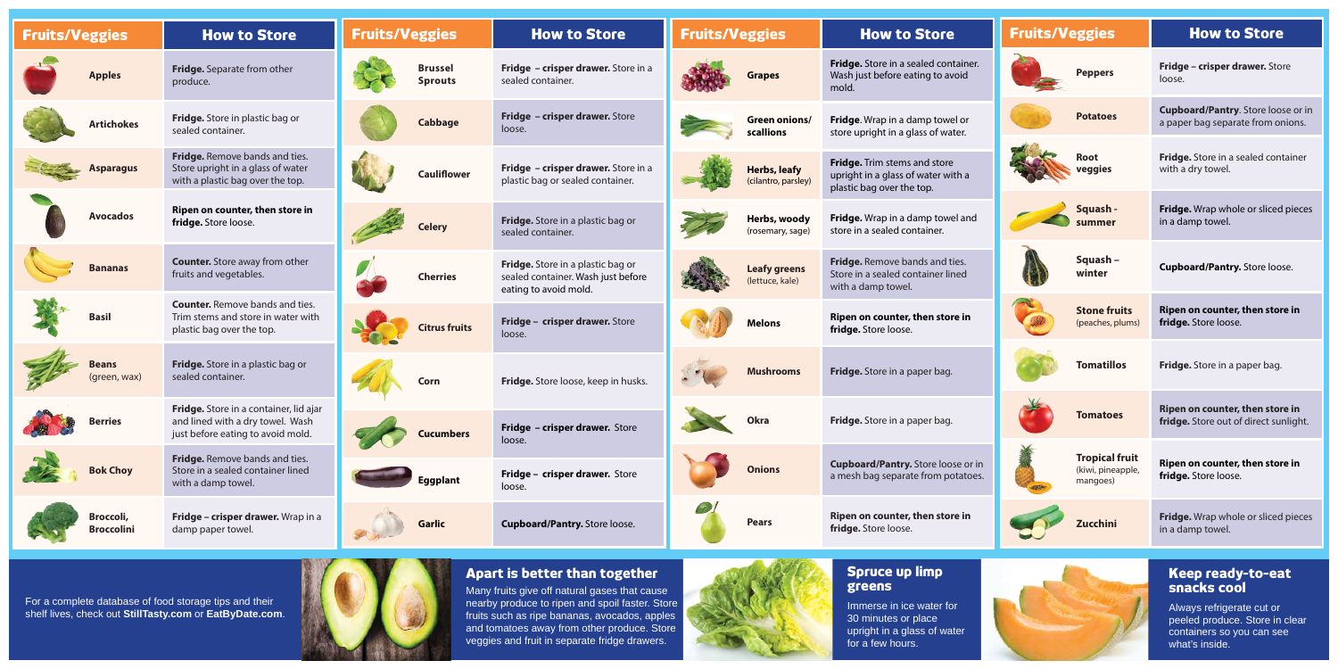| Fruits/Veggies | How to Store |
| --- | --- |
| Apples | **Fridge.** Separate from other produce. |
| Artichokes | **Fridge.** Store in plastic bag or sealed container. |
| Asparagus | **Fridge.** Remove bands and ties. Store upright in a glass of water with a plastic bag over the top. |
| Avocados | **Ripen on counter, then store in fridge.** Store loose. |
| Bananas | **Counter.** Store away from other fruits and vegetables. |
| Basil | **Counter.** Remove bands and ties. Trim stems and store in water with plastic bag over the top. |
| Beans (green, wax) | **Fridge.** Store in a plastic bag or sealed container. |
| Berries | **Fridge.** Store in a container, lid ajar and lined with a dry towel. Wash just before eating to avoid mold. |
| Bok Choy | **Fridge.** Remove bands and ties. Store in a sealed container lined with a damp towel. |
| Broccoli, Broccolini | **Fridge – crisper drawer.** Wrap in a damp paper towel. |

| Fruits/Veggies | How to Store |
| --- | --- |
| Brussel Sprouts | **Fridge – crisper drawer.** Store in a sealed container. |
| Cabbage | **Fridge – crisper drawer.** Store loose. |
| Cauliflower | **Fridge – crisper drawer.** Store in a plastic bag or sealed container. |
| Celery | **Fridge.** Store in a plastic bag or sealed container. |
| Cherries | **Fridge.** Store in a plastic bag or sealed container. Wash just before eating to avoid mold. |
| Citrus fruits | **Fridge – crisper drawer.** Store loose. |
| Corn | **Fridge.** Store loose, keep in husks. |
| Cucumbers | **Fridge – crisper drawer.** Store loose. |
| Eggplant | **Fridge – crisper drawer.** Store loose. |
| Garlic | **Cupboard/Pantry.** Store loose. |

| Fruits/Veggies | How to Store |
| --- | --- |
| Grapes | **Fridge.** Store in a sealed container. Wash just before eating to avoid mold. |
| Green onions/ scallions | **Fridge**. Wrap in a damp towel or store upright in a glass of water. |
| Herbs, leafy (cilantro, parsley) | **Fridge.** Trim stems and store upright in a glass of water with a plastic bag over the top. |
| Herbs, woody (rosemary, sage) | **Fridge.** Wrap in a damp towel and store in a sealed container. |
| Leafy greens (lettuce, kale) | **Fridge.** Remove bands and ties. Store in a sealed container lined with a damp towel. |
| Melons | **Ripen on counter, then store in fridge.** Store loose. |
| Mushrooms | **Fridge.** Store in a paper bag. |
| Okra | **Fridge.** Store in a paper bag. |
| Onions | **Cupboard/Pantry.** Store loose or in a mesh bag separate from potatoes. |
| Pears | **Ripen on counter, then store in fridge.** Store loose. |

| Fruits/Veggies | How to Store |
| --- | --- |
| Peppers | **Fridge – crisper drawer.** Store loose. |
| Potatoes | **Cupboard/Pantry**. Store loose or in a paper bag separate from onions. |
| Root veggies | **Fridge.** Store in a sealed container with a dry towel. |
| Squash - summer | **Fridge.** Wrap whole or sliced pieces in a damp towel. |
| Squash – winter | **Cupboard/Pantry.** Store loose. |
| Stone fruits (peaches, plums) | **Ripen on counter, then store in fridge.** Store loose. |
| Tomatillos | **Fridge.** Store in a paper bag. |
| Tomatoes | **Ripen on counter, then store in fridge.** Store out of direct sunlight. |
| Tropical fruit (kiwi, pineapple, mangoes) | **Ripen on counter, then store in fridge.** Store loose. |
| Zucchini | **Fridge.** Wrap whole or sliced pieces in a damp towel. |

For a complete database of food storage tips and their shelf lives, check out **StillTasty.com** or **EatByDate.com**.

## Apart is better than together

Many fruits give off natural gases that cause nearby produce to ripen and spoil faster. Store fruits such as ripe bananas, avocados, apples and tomatoes away from other produce. Store veggies and fruit in separate fridge drawers.

## Spruce up limp greens

Immerse in ice water for 30 minutes or place upright in a glass of water for a few hours.

## Keep ready-to-eat snacks cool

Always refrigerate cut or peeled produce. Store in clear containers so you can see what's inside.